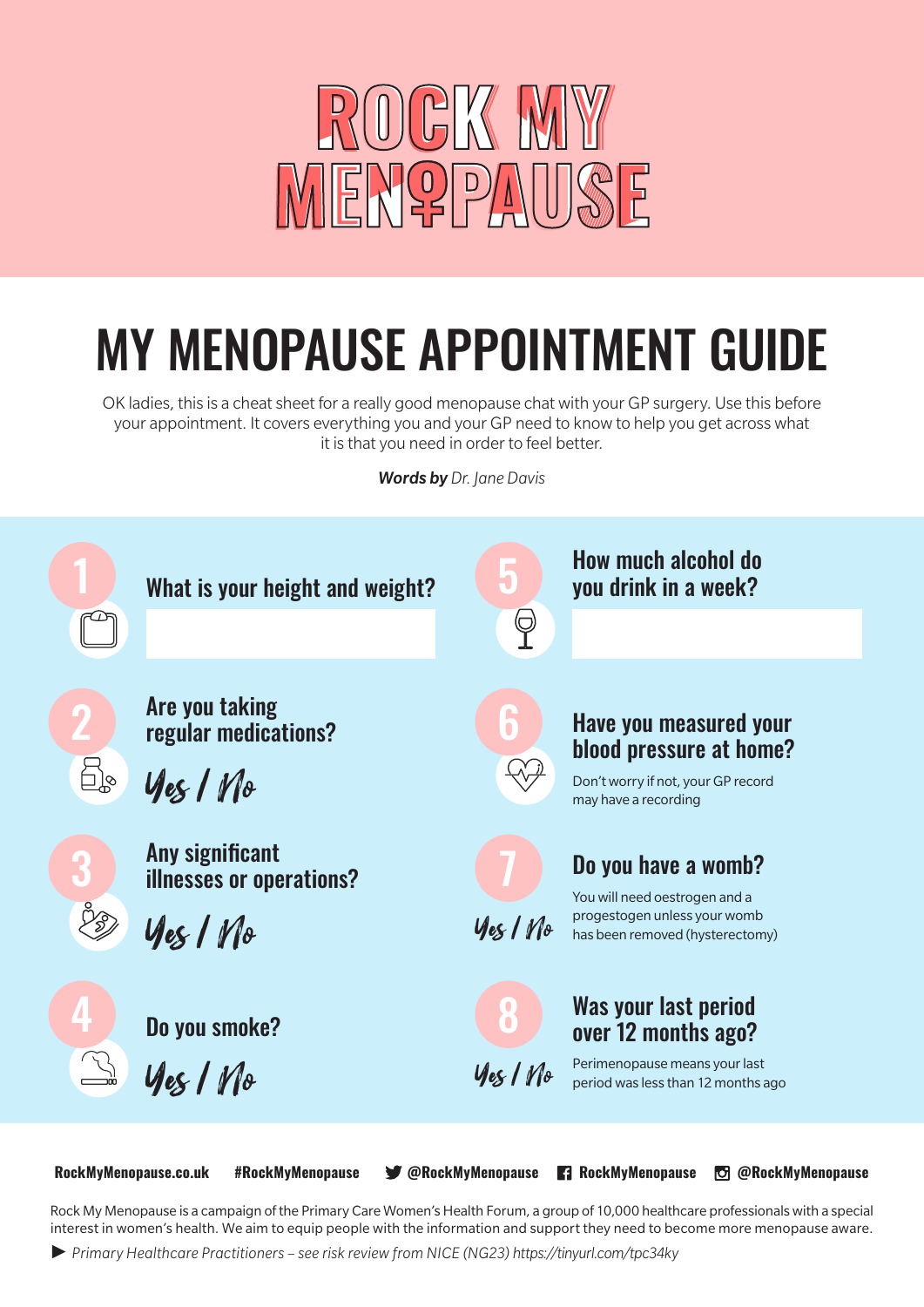# ROCK MY MENOPAUSE

## MY MENOPAUSE APPOINTMENT GUIDE

OK ladies, this is a cheat sheet for a really good menopause chat with your GP surgery. Use this before your appointment. It covers everything you and your GP need to know to help you get across what it is that you need in order to feel better.

***Words by** Dr. Jane Davis*

### 1 What is your height and weight?

### 2 Are you taking regular medications?

Yes / No

### 3 Any significant illnesses or operations?

Yes / No

### 4 Do you smoke?

Yes / No

### 5 How much alcohol do you drink in a week?

### 6 Have you measured your blood pressure at home?

Don't worry if not, your GP record may have a recording

### 7 Do you have a womb?

Yes / No

You will need oestrogen and a progestogen unless your womb has been removed (hysterectomy)

### 8 Was your last period over 12 months ago?

Yes / No

Perimenopause means your last period was less than 12 months ago

RockMyMenopause.co.uk #RockMyMenopause @RockMyMenopause RockMyMenopause @RockMyMenopause

Rock My Menopause is a campaign of the Primary Care Women's Health Forum, a group of 10,000 healthcare professionals with a special interest in women's health. We aim to equip people with the information and support they need to become more menopause aware.

▶ *Primary Healthcare Practitioners – see risk review from NICE (NG23) https://tinyurl.com/tpc34ky*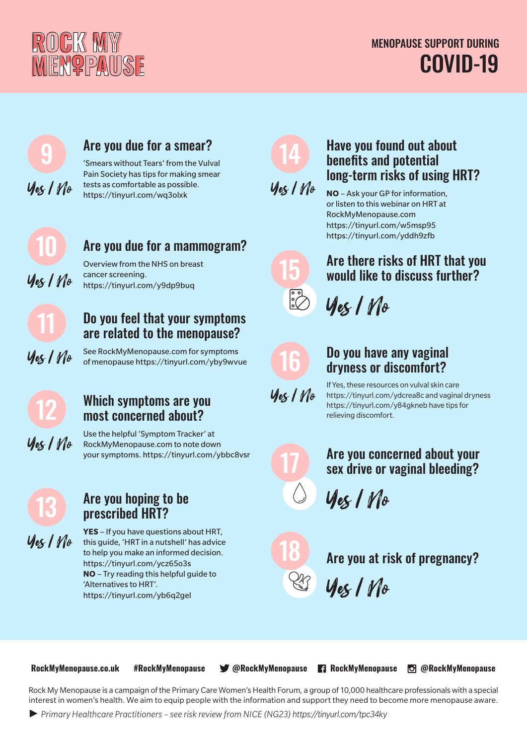# ROCK MY MENOPAUSE

## MENOPAUSE SUPPORT DURING COVID-19

### 9 Are you due for a smear?

Yes / No

'Smears without Tears' from the Vulval Pain Society has tips for making smear tests as comfortable as possible. https://tinyurl.com/wq3olxk

### 10 Are you due for a mammogram?

Yes / No

Overview from the NHS on breast cancer screening. https://tinyurl.com/y9dp9buq

### 11 Do you feel that your symptoms are related to the menopause?

Yes / No

See RockMyMenopause.com for symptoms of menopause https://tinyurl.com/yby9wvue

### 12 Which symptoms are you most concerned about?

Yes / No

Use the helpful 'Symptom Tracker' at RockMyMenopause.com to note down your symptoms. https://tinyurl.com/ybbc8vsr

### 13 Are you hoping to be prescribed HRT?

Yes / No

**YES** – If you have questions about HRT, this guide, 'HRT in a nutshell' has advice to help you make an informed decision. https://tinyurl.com/ycz65o3s
**NO** – Try reading this helpful guide to 'Alternatives to HRT'. https://tinyurl.com/yb6q2gel

### 14 Have you found out about benefits and potential long-term risks of using HRT?

Yes / No

**NO** – Ask your GP for information, or listen to this webinar on HRT at RockMyMenopause.com https://tinyurl.com/w5msp95 https://tinyurl.com/yddh9zfb

### 15 Are there risks of HRT that you would like to discuss further?

Yes / No

### 16 Do you have any vaginal dryness or discomfort?

Yes / No

If Yes, these resources on vulval skin care https://tinyurl.com/ydcrea8c and vaginal dryness https://tinyurl.com/y84gkneb have tips for relieving discomfort.

### 17 Are you concerned about your sex drive or vaginal bleeding?

Yes / No

### 18 Are you at risk of pregnancy?

Yes / No

RockMyMenopause.co.uk #RockMyMenopause @RockMyMenopause RockMyMenopause @RockMyMenopause

Rock My Menopause is a campaign of the Primary Care Women's Health Forum, a group of 10,000 healthcare professionals with a special interest in women's health. We aim to equip people with the information and support they need to become more menopause aware.

► *Primary Healthcare Practitioners – see risk review from NICE (NG23) https://tinyurl.com/tpc34ky*